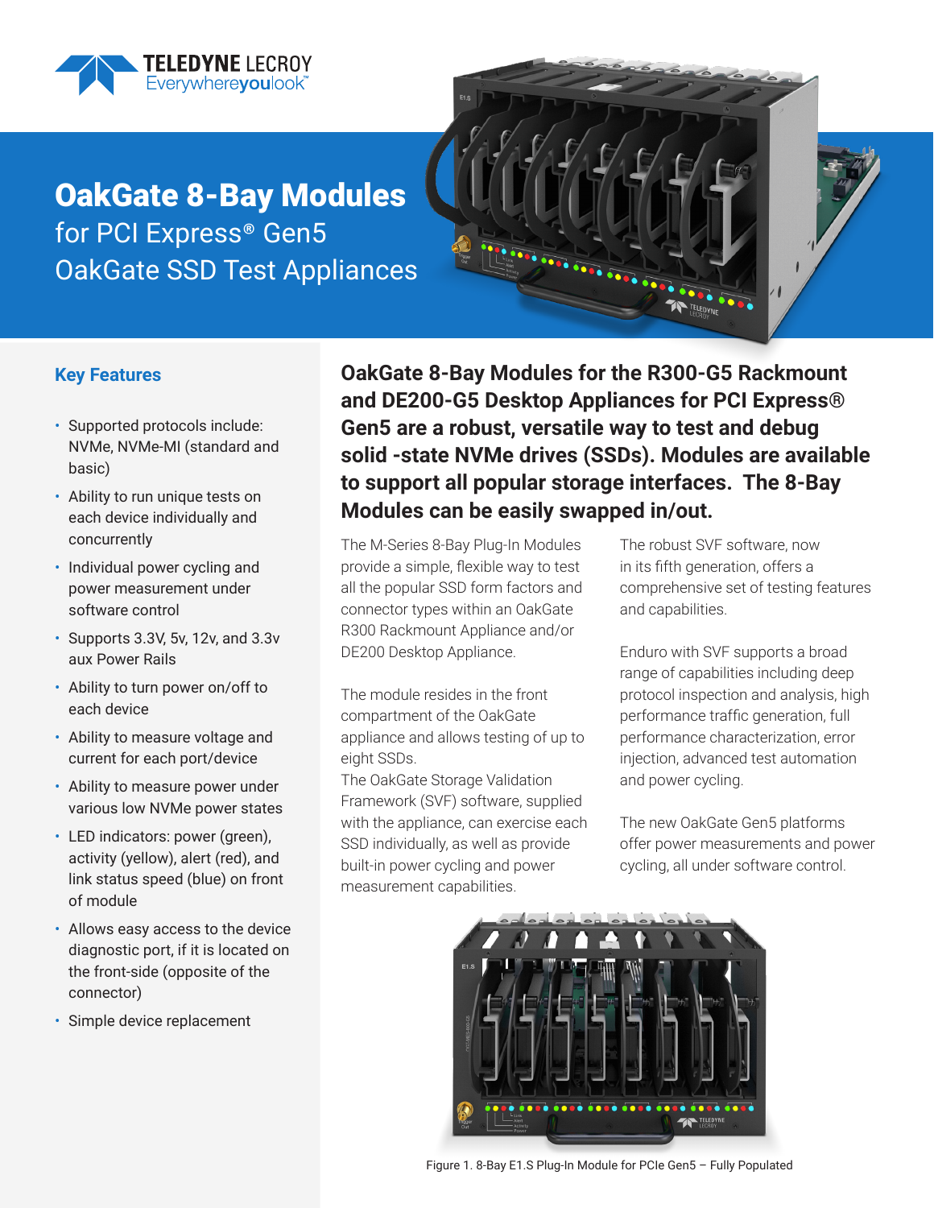# OakGate 8-Bay Modules

for PCI Express® Gen5
OakGate SSD Test Appliances

## Key Features

- Supported protocols include: NVMe, NVMe-MI (standard and basic)
- Ability to run unique tests on each device individually and concurrently
- Individual power cycling and power measurement under software control
- Supports 3.3V, 5v, 12v, and 3.3v aux Power Rails
- Ability to turn power on/off to each device
- Ability to measure voltage and current for each port/device
- Ability to measure power under various low NVMe power states
- LED indicators: power (green), activity (yellow), alert (red), and link status speed (blue) on front of module
- Allows easy access to the device diagnostic port, if it is located on the front-side (opposite of the connector)
- Simple device replacement

## OakGate 8-Bay Modules for the R300-G5 Rackmount and DE200-G5 Desktop Appliances for PCI Express® Gen5 are a robust, versatile way to test and debug solid -state NVMe drives (SSDs). Modules are available to support all popular storage interfaces. The 8-Bay Modules can be easily swapped in/out.

The M-Series 8-Bay Plug-In Modules provide a simple, flexible way to test all the popular SSD form factors and connector types within an OakGate R300 Rackmount Appliance and/or DE200 Desktop Appliance.

The module resides in the front compartment of the OakGate appliance and allows testing of up to eight SSDs.
The OakGate Storage Validation Framework (SVF) software, supplied with the appliance, can exercise each SSD individually, as well as provide built-in power cycling and power measurement capabilities.

The robust SVF software, now in its fifth generation, offers a comprehensive set of testing features and capabilities.

Enduro with SVF supports a broad range of capabilities including deep protocol inspection and analysis, high performance traffic generation, full performance characterization, error injection, advanced test automation and power cycling.

The new OakGate Gen5 platforms offer power measurements and power cycling, all under software control.

Figure 1. 8-Bay E1.S Plug-In Module for PCIe Gen5 – Fully Populated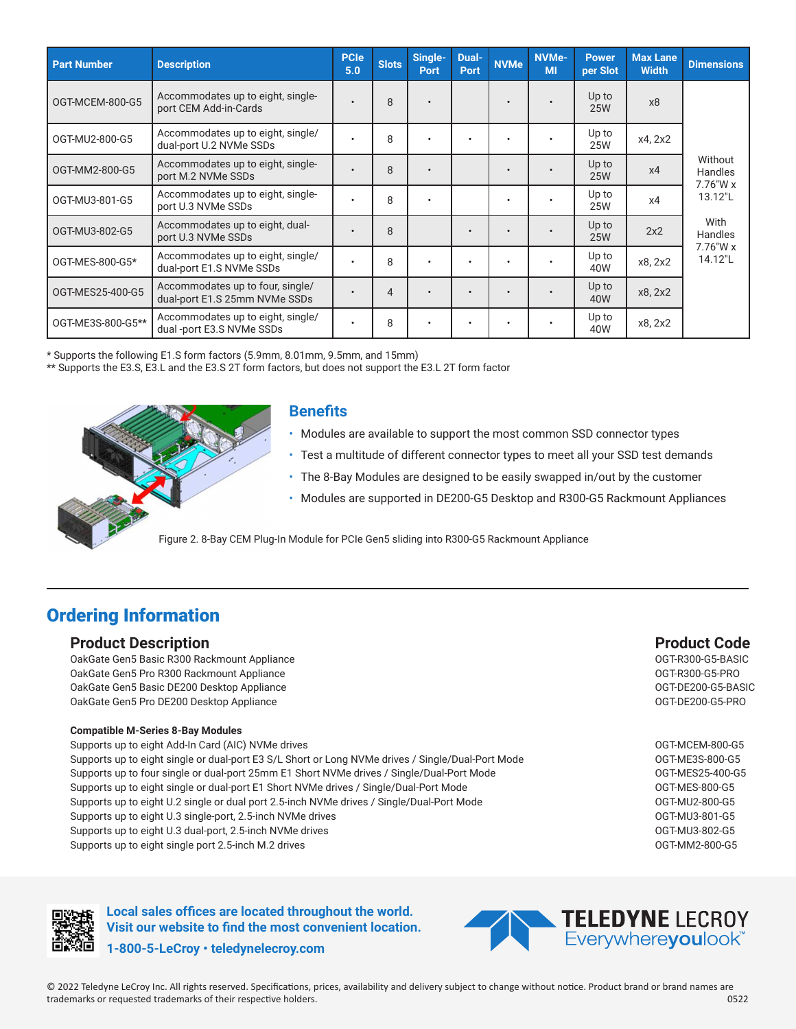| Part Number | Description | PCIe 5.0 | Slots | Single-Port | Dual-Port | NVMe | NVMe-MI | Power per Slot | Max Lane Width | Dimensions |
|---|---|---|---|---|---|---|---|---|---|---|
| OGT-MCEM-800-G5 | Accommodates up to eight, single-port CEM Add-in-Cards | • | 8 | • | | • | • | Up to 25W | x8 | Without Handles 7.76"W x 13.12"L<br><br>With Handles 7.76"W x 14.12"L |
| OGT-MU2-800-G5 | Accommodates up to eight, single/dual-port U.2 NVMe SSDs | • | 8 | • | • | • | • | Up to 25W | x4, 2x2 | |
| OGT-MM2-800-G5 | Accommodates up to eight, single-port M.2 NVMe SSDs | • | 8 | • | | • | • | Up to 25W | x4 | |
| OGT-MU3-801-G5 | Accommodates up to eight, single-port U.3 NVMe SSDs | • | 8 | • | | • | • | Up to 25W | x4 | |
| OGT-MU3-802-G5 | Accommodates up to eight, dual-port U.3 NVMe SSDs | • | 8 | | • | • | • | Up to 25W | 2x2 | |
| OGT-MES-800-G5* | Accommodates up to eight, single/dual-port E1.S NVMe SSDs | • | 8 | • | • | • | • | Up to 40W | x8, 2x2 | |
| OGT-MES25-400-G5 | Accommodates up to four, single/dual-port E1.S 25mm NVMe SSDs | • | 4 | • | • | • | • | Up to 40W | x8, 2x2 | |
| OGT-ME3S-800-G5** | Accommodates up to eight, single/dual -port E3.S NVMe SSDs | • | 8 | • | • | • | • | Up to 40W | x8, 2x2 | |

* Supports the following E1.S form factors (5.9mm, 8.01mm, 9.5mm, and 15mm)
** Supports the E3.S, E3.L and the E3.S 2T form factors, but does not support the E3.L 2T form factor

## Benefits

- Modules are available to support the most common SSD connector types
- Test a multitude of different connector types to meet all your SSD test demands
- The 8-Bay Modules are designed to be easily swapped in/out by the customer
- Modules are supported in DE200-G5 Desktop and R300-G5 Rackmount Appliances

Figure 2. 8-Bay CEM Plug-In Module for PCIe Gen5 sliding into R300-G5 Rackmount Appliance

## Ordering Information

| Product Description | Product Code |
|---|---|
| OakGate Gen5 Basic R300 Rackmount Appliance | OGT-R300-G5-BASIC |
| OakGate Gen5 Pro R300 Rackmount Appliance | OGT-R300-G5-PRO |
| OakGate Gen5 Basic DE200 Desktop Appliance | OGT-DE200-G5-BASIC |
| OakGate Gen5 Pro DE200 Desktop Appliance | OGT-DE200-G5-PRO |
| **Compatible M-Series 8-Bay Modules** | |
| Supports up to eight Add-In Card (AIC) NVMe drives | OGT-MCEM-800-G5 |
| Supports up to eight single or dual-port E3 S/L Short or Long NVMe drives / Single/Dual-Port Mode | OGT-ME3S-800-G5 |
| Supports up to four single or dual-port 25mm E1 Short NVMe drives / Single/Dual-Port Mode | OGT-MES25-400-G5 |
| Supports up to eight single or dual-port E1 Short NVMe drives / Single/Dual-Port Mode | OGT-MES-800-G5 |
| Supports up to eight U.2 single or dual port 2.5-inch NVMe drives / Single/Dual-Port Mode | OGT-MU2-800-G5 |
| Supports up to eight U.3 single-port, 2.5-inch NVMe drives | OGT-MU3-801-G5 |
| Supports up to eight U.3 dual-port, 2.5-inch NVMe drives | OGT-MU3-802-G5 |
| Supports up to eight single port 2.5-inch M.2 drives | OGT-MM2-800-G5 |

**Local sales offices are located throughout the world. Visit our website to find the most convenient location.**

**1-800-5-LeCroy • teledynelecroy.com**

TELEDYNE LECROY Everywhereyoulook™

© 2022 Teledyne LeCroy Inc. All rights reserved. Specifications, prices, availability and delivery subject to change without notice. Product brand or brand names are trademarks or requested trademarks of their respective holders.

0522